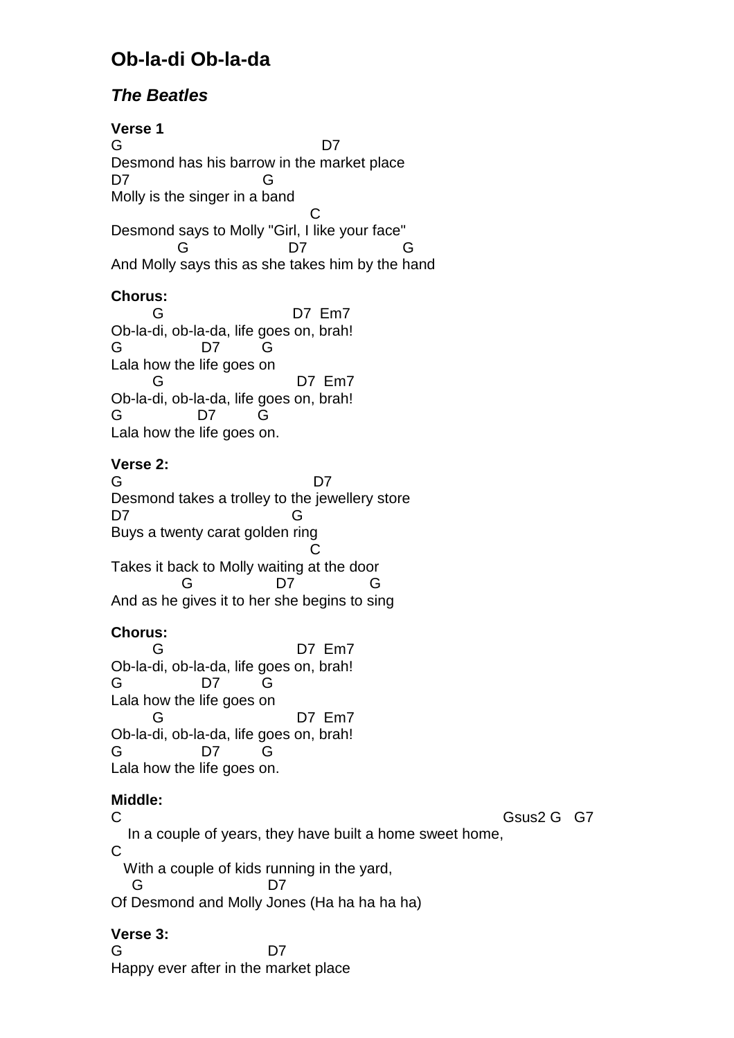# Ob-la-di Ob-la-da

## *The Beatles*

**Verse 1**

```
G                                 D7
Desmond has his barrow in the market place
D7                     G
Molly is the singer in a band
                                C
Desmond says to Molly "Girl, I like your face"
          G                D7                G
And Molly says this as she takes him by the hand
```

**Chorus:**

```
      G                      D7  Em7
Ob-la-di, ob-la-da, life goes on, brah!
G            D7       G
Lala how the life goes on
      G                      D7  Em7
Ob-la-di, ob-la-da, life goes on, brah!
G           D7       G
Lala how the life goes on.
```

**Verse 2:**

```
G                               D7
Desmond takes a trolley to the jewellery store
D7                           G
Buys a twenty carat golden ring
                                C
Takes it back to Molly waiting at the door
           G              D7            G
And as he gives it to her she begins to sing
```

**Chorus:**

```
      G                      D7  Em7
Ob-la-di, ob-la-da, life goes on, brah!
G            D7       G
Lala how the life goes on
      G                      D7  Em7
Ob-la-di, ob-la-da, life goes on, brah!
G            D7       G
Lala how the life goes on.
```

**Middle:**

```
C                                                              Gsus2 G   G7
   In a couple of years, they have built a home sweet home,
C
  With a couple of kids running in the yard,
   G                     D7
Of Desmond and Molly Jones (Ha ha ha ha ha)
```

**Verse 3:**

```
G                         D7
Happy ever after in the market place
```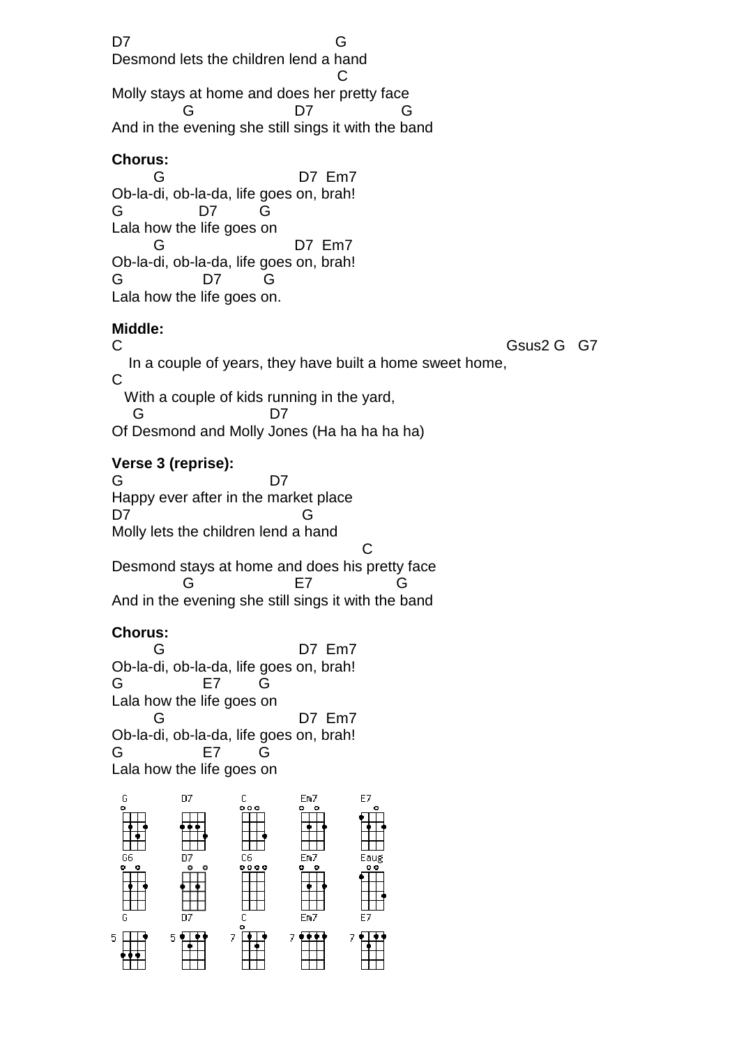```
D7                                G
Desmond lets the children lend a hand
                                  C
Molly stays at home and does her pretty face
          G                D7              G
And in the evening she still sings it with the band
```

**Chorus:**

```
     G                      D7  Em7
Ob-la-di, ob-la-da, life goes on, brah!
G           D7       G
Lala how the life goes on
     G                      D7  Em7
Ob-la-di, ob-la-da, life goes on, brah!
G            D7       G
Lala how the life goes on.
```

**Middle:**

```
C                                                        Gsus2 G   G7
   In a couple of years, they have built a home sweet home,
C
  With a couple of kids running in the yard,
  G                   D7
Of Desmond and Molly Jones (Ha ha ha ha ha)
```

**Verse 3 (reprise):**

```
G                     D7
Happy ever after in the market place
D7                           G
Molly lets the children lend a hand
                                    C
Desmond stays at home and does his pretty face
          G               E7             G
And in the evening she still sings it with the band
```

**Chorus:**

```
     G                      D7  Em7
Ob-la-di, ob-la-da, life goes on, brah!
G           E7       G
Lala how the life goes on
     G                      D7  Em7
Ob-la-di, ob-la-da, life goes on, brah!
G            E7       G
Lala how the life goes on
```

G D7 C Em7 E7

G6 D7 C6 Em7 Eaug

G D7 C Em7 E7

5 5 7 7 7